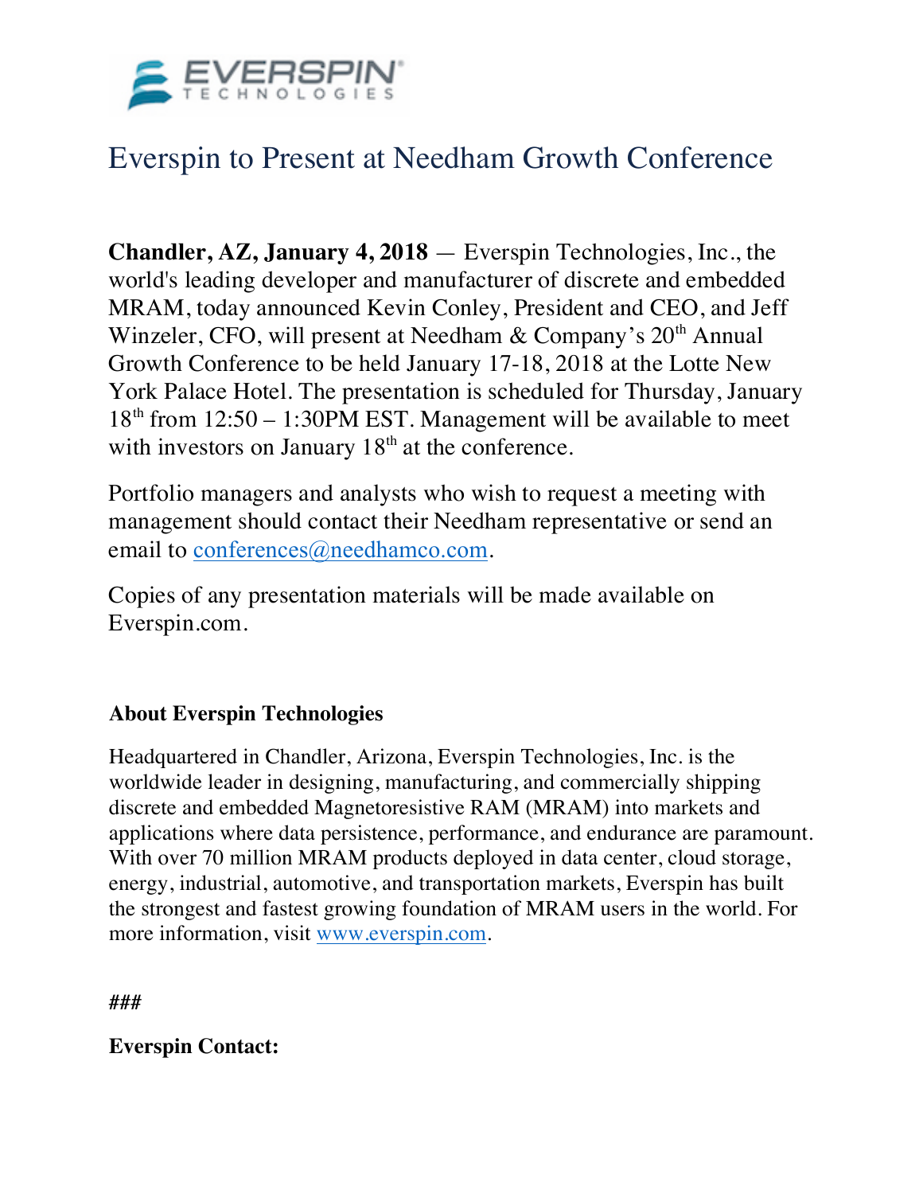# Everspin to Present at Needham Growth Conference

**Chandler, AZ, January 4, 2018** — Everspin Technologies, Inc., the world's leading developer and manufacturer of discrete and embedded MRAM, today announced Kevin Conley, President and CEO, and Jeff Winzeler, CFO, will present at Needham & Company's 20th Annual Growth Conference to be held January 17-18, 2018 at the Lotte New York Palace Hotel. The presentation is scheduled for Thursday, January 18th from 12:50 – 1:30PM EST. Management will be available to meet with investors on January 18th at the conference.

Portfolio managers and analysts who wish to request a meeting with management should contact their Needham representative or send an email to conferences@needhamco.com.

Copies of any presentation materials will be made available on Everspin.com.

**About Everspin Technologies**

Headquartered in Chandler, Arizona, Everspin Technologies, Inc. is the worldwide leader in designing, manufacturing, and commercially shipping discrete and embedded Magnetoresistive RAM (MRAM) into markets and applications where data persistence, performance, and endurance are paramount. With over 70 million MRAM products deployed in data center, cloud storage, energy, industrial, automotive, and transportation markets, Everspin has built the strongest and fastest growing foundation of MRAM users in the world. For more information, visit www.everspin.com.

**###**

**Everspin Contact:**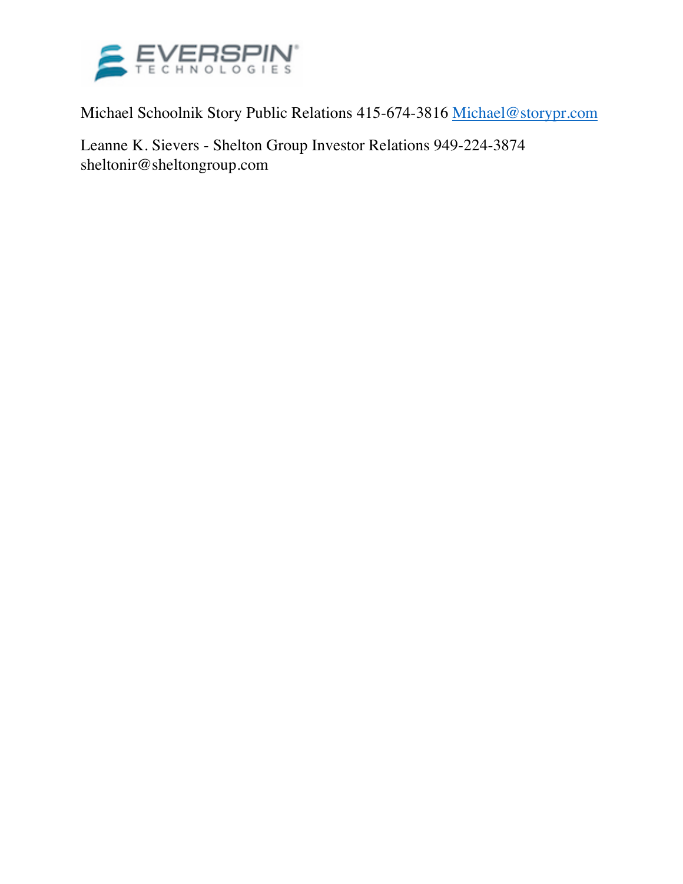Michael Schoolnik Story Public Relations 415-674-3816 Michael@storypr.com

Leanne K. Sievers - Shelton Group Investor Relations 949-224-3874 sheltonir@sheltongroup.com